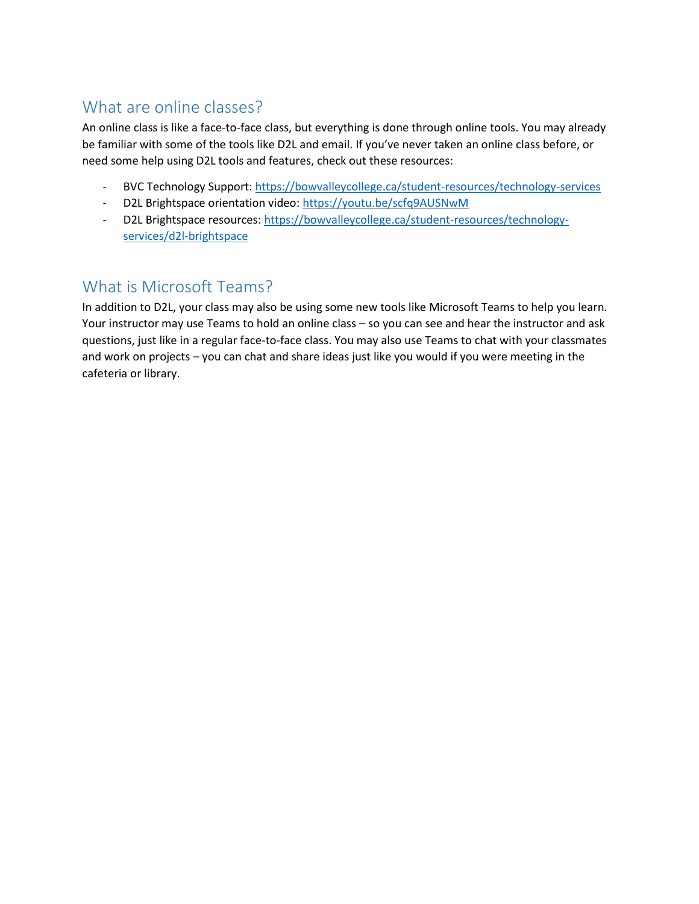## What are online classes?

An online class is like a face-to-face class, but everything is done through online tools. You may already be familiar with some of the tools like D2L and email. If you've never taken an online class before, or need some help using D2L tools and features, check out these resources:

- BVC Technology Support: https://bowvalleycollege.ca/student-resources/technology-services
- D2L Brightspace orientation video: https://youtu.be/scfq9AUSNwM
- D2L Brightspace resources: https://bowvalleycollege.ca/student-resources/technology-services/d2l-brightspace

## What is Microsoft Teams?

In addition to D2L, your class may also be using some new tools like Microsoft Teams to help you learn. Your instructor may use Teams to hold an online class – so you can see and hear the instructor and ask questions, just like in a regular face-to-face class. You may also use Teams to chat with your classmates and work on projects – you can chat and share ideas just like you would if you were meeting in the cafeteria or library.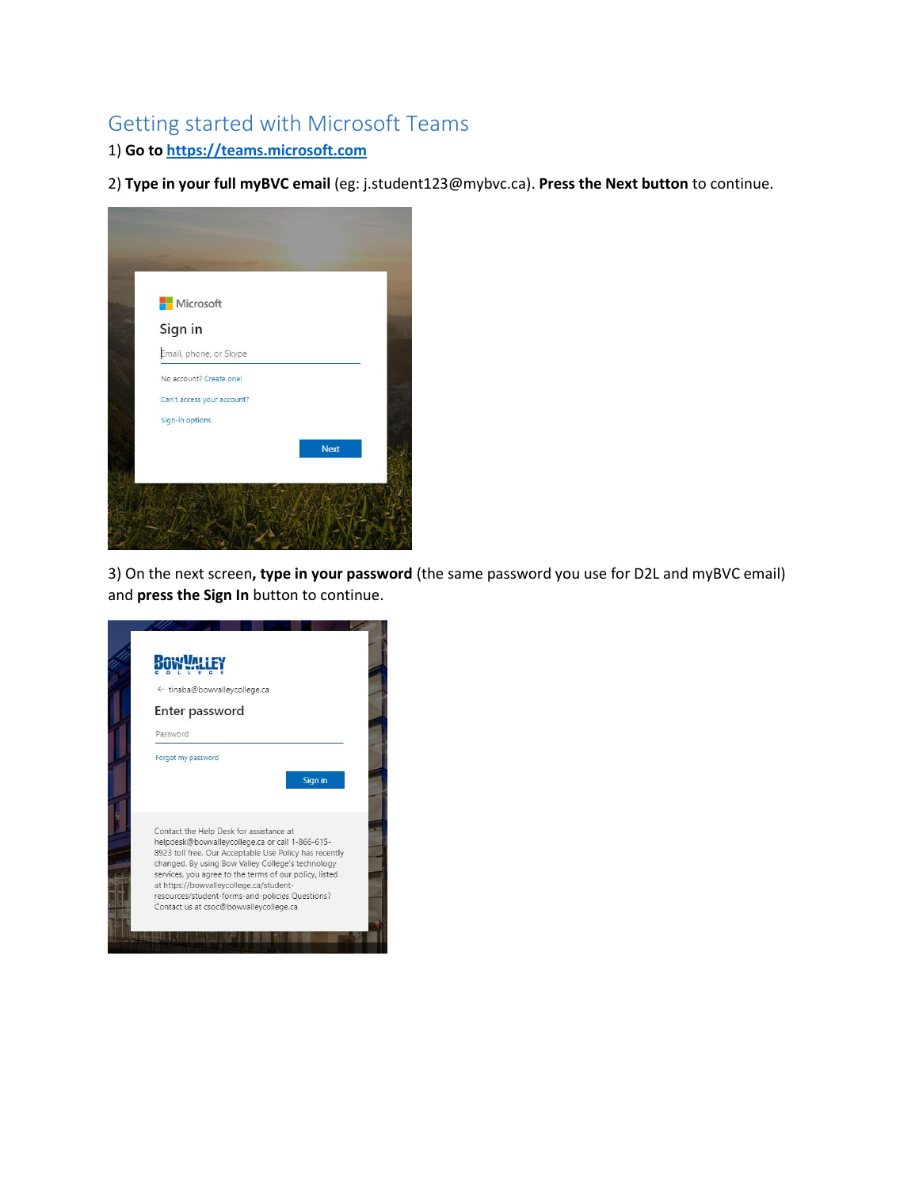# Getting started with Microsoft Teams

1) **Go to [https://teams.microsoft.com](https://teams.microsoft.com)**

2) **Type in your full myBVC email** (eg: j.student123@mybvc.ca). **Press the Next button** to continue.

3) On the next screen**, type in your password** (the same password you use for D2L and myBVC email) and **press the Sign In** button to continue.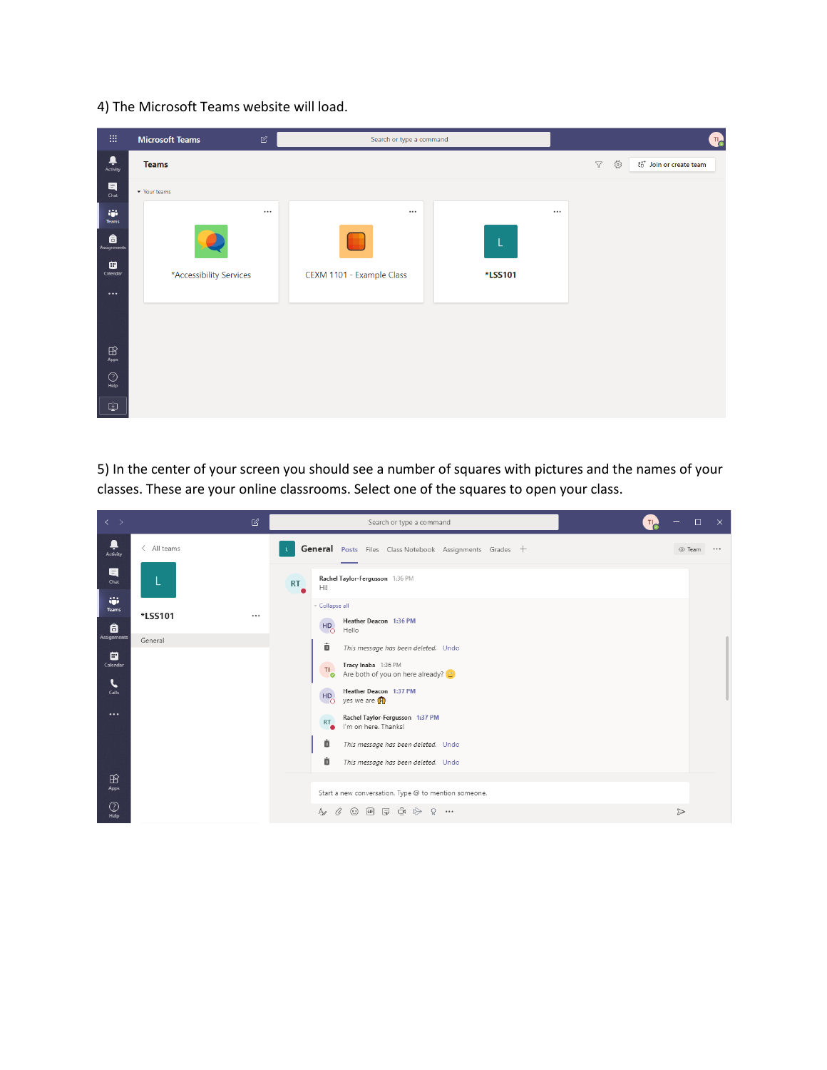4) The Microsoft Teams website will load.

5) In the center of your screen you should see a number of squares with pictures and the names of your classes. These are your online classrooms. Select one of the squares to open your class.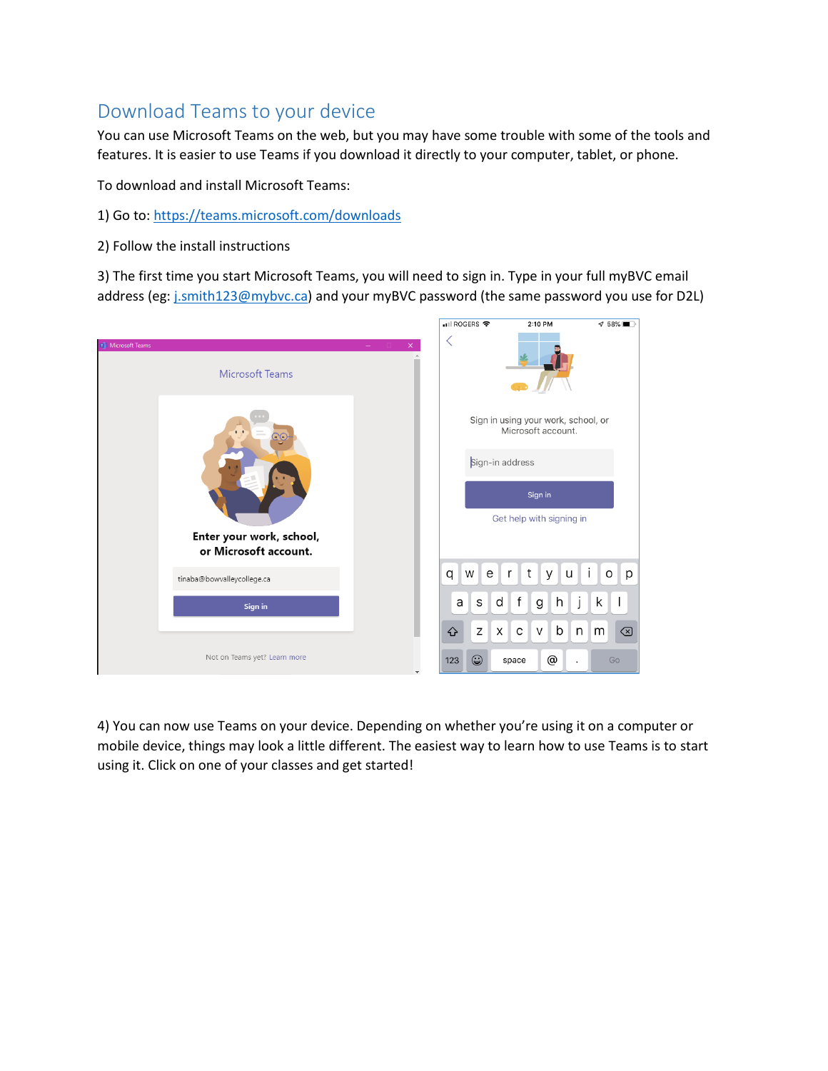## Download Teams to your device

You can use Microsoft Teams on the web, but you may have some trouble with some of the tools and features. It is easier to use Teams if you download it directly to your computer, tablet, or phone.

To download and install Microsoft Teams:

1) Go to: [https://teams.microsoft.com/downloads](https://teams.microsoft.com/downloads)

2) Follow the install instructions

3) The first time you start Microsoft Teams, you will need to sign in. Type in your full myBVC email address (eg: [j.smith123@mybvc.ca](mailto:j.smith123@mybvc.ca)) and your myBVC password (the same password you use for D2L)

4) You can now use Teams on your device. Depending on whether you're using it on a computer or mobile device, things may look a little different. The easiest way to learn how to use Teams is to start using it. Click on one of your classes and get started!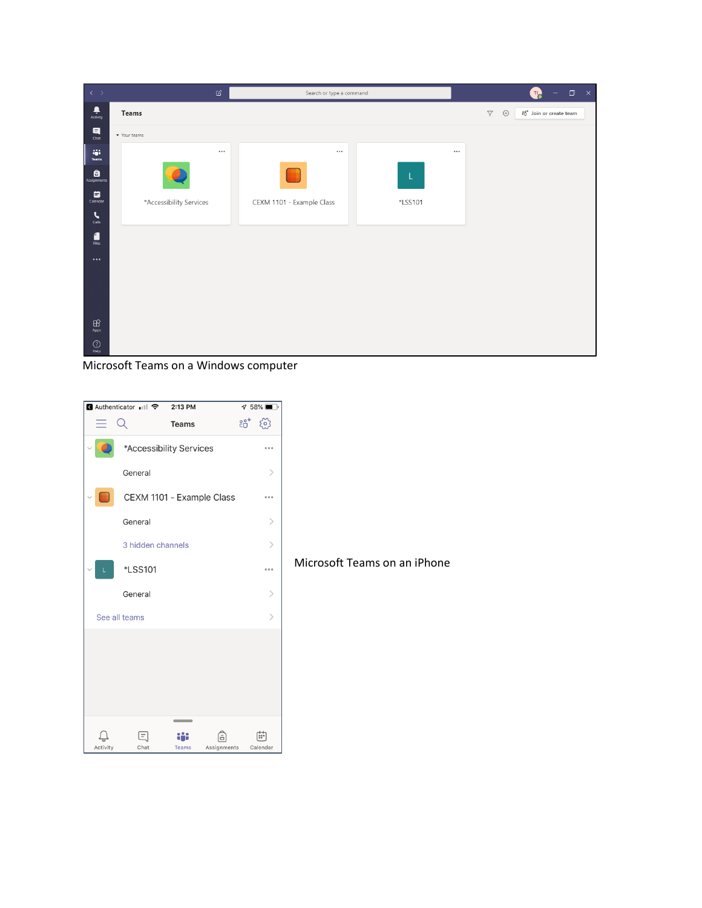Microsoft Teams on a Windows computer

Microsoft Teams on an iPhone